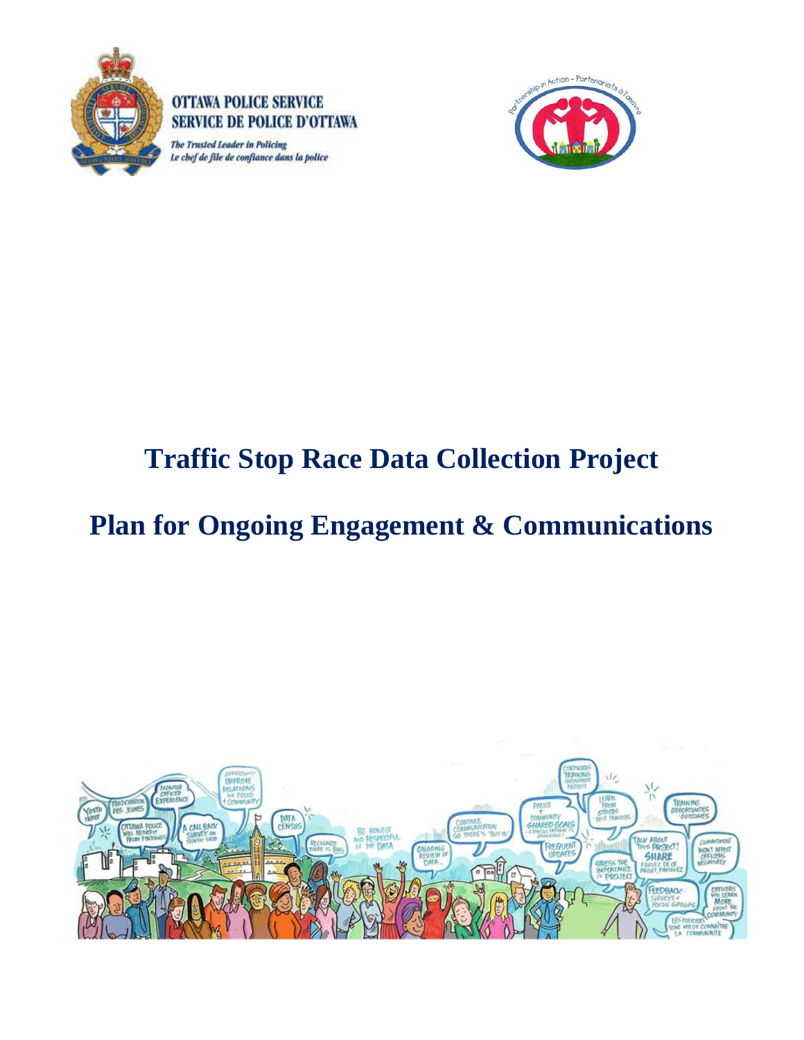OTTAWA POLICE SERVICE
SERVICE DE POLICE D'OTTAWA

*The Trusted Leader in Policing*
*Le chef de file de confiance dans la police*

# Traffic Stop Race Data Collection Project

# Plan for Ongoing Engagement & Communications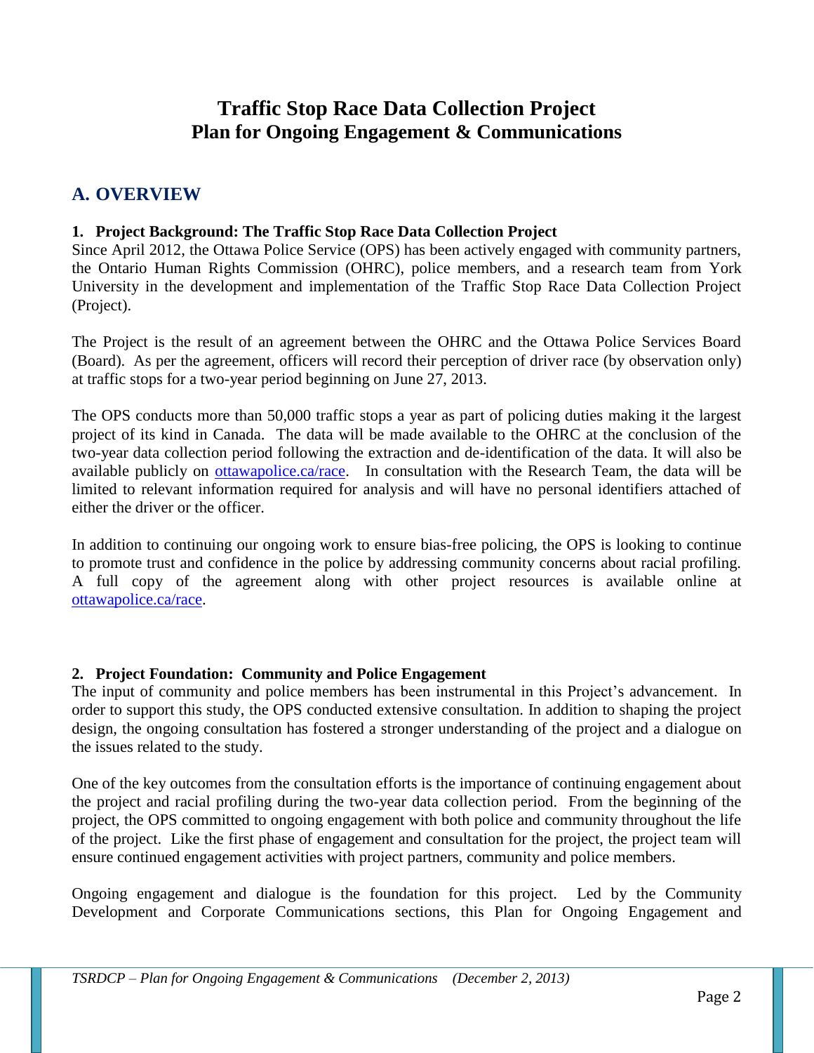# Traffic Stop Race Data Collection Project
# Plan for Ongoing Engagement & Communications

## A. OVERVIEW

### 1. Project Background: The Traffic Stop Race Data Collection Project

Since April 2012, the Ottawa Police Service (OPS) has been actively engaged with community partners, the Ontario Human Rights Commission (OHRC), police members, and a research team from York University in the development and implementation of the Traffic Stop Race Data Collection Project (Project).

The Project is the result of an agreement between the OHRC and the Ottawa Police Services Board (Board). As per the agreement, officers will record their perception of driver race (by observation only) at traffic stops for a two-year period beginning on June 27, 2013.

The OPS conducts more than 50,000 traffic stops a year as part of policing duties making it the largest project of its kind in Canada. The data will be made available to the OHRC at the conclusion of the two-year data collection period following the extraction and de-identification of the data. It will also be available publicly on [ottawapolice.ca/race](ottawapolice.ca/race). In consultation with the Research Team, the data will be limited to relevant information required for analysis and will have no personal identifiers attached of either the driver or the officer.

In addition to continuing our ongoing work to ensure bias-free policing, the OPS is looking to continue to promote trust and confidence in the police by addressing community concerns about racial profiling. A full copy of the agreement along with other project resources is available online at [ottawapolice.ca/race](ottawapolice.ca/race).

### 2. Project Foundation: Community and Police Engagement

The input of community and police members has been instrumental in this Project's advancement. In order to support this study, the OPS conducted extensive consultation. In addition to shaping the project design, the ongoing consultation has fostered a stronger understanding of the project and a dialogue on the issues related to the study.

One of the key outcomes from the consultation efforts is the importance of continuing engagement about the project and racial profiling during the two-year data collection period. From the beginning of the project, the OPS committed to ongoing engagement with both police and community throughout the life of the project. Like the first phase of engagement and consultation for the project, the project team will ensure continued engagement activities with project partners, community and police members.

Ongoing engagement and dialogue is the foundation for this project. Led by the Community Development and Corporate Communications sections, this Plan for Ongoing Engagement and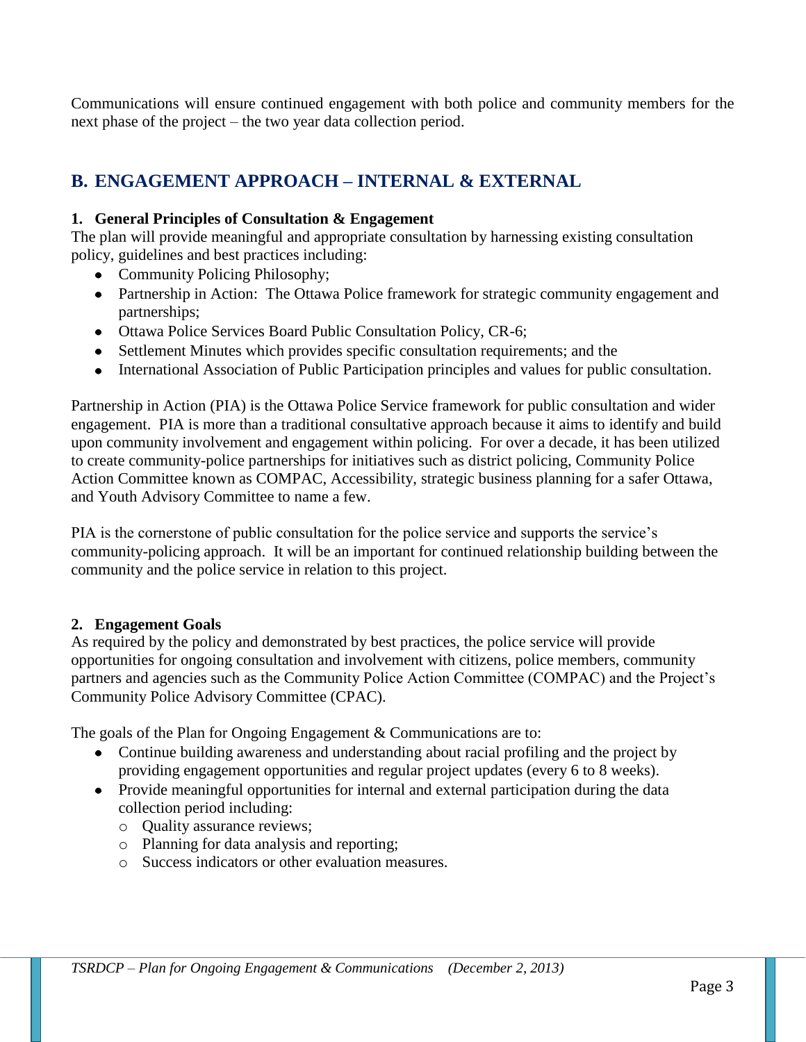Communications will ensure continued engagement with both police and community members for the next phase of the project – the two year data collection period.

## B. ENGAGEMENT APPROACH – INTERNAL & EXTERNAL

### 1. General Principles of Consultation & Engagement

The plan will provide meaningful and appropriate consultation by harnessing existing consultation policy, guidelines and best practices including:

- Community Policing Philosophy;
- Partnership in Action: The Ottawa Police framework for strategic community engagement and partnerships;
- Ottawa Police Services Board Public Consultation Policy, CR-6;
- Settlement Minutes which provides specific consultation requirements; and the
- International Association of Public Participation principles and values for public consultation.

Partnership in Action (PIA) is the Ottawa Police Service framework for public consultation and wider engagement. PIA is more than a traditional consultative approach because it aims to identify and build upon community involvement and engagement within policing. For over a decade, it has been utilized to create community-police partnerships for initiatives such as district policing, Community Police Action Committee known as COMPAC, Accessibility, strategic business planning for a safer Ottawa, and Youth Advisory Committee to name a few.

PIA is the cornerstone of public consultation for the police service and supports the service's community-policing approach. It will be an important for continued relationship building between the community and the police service in relation to this project.

### 2. Engagement Goals

As required by the policy and demonstrated by best practices, the police service will provide opportunities for ongoing consultation and involvement with citizens, police members, community partners and agencies such as the Community Police Action Committee (COMPAC) and the Project's Community Police Advisory Committee (CPAC).

The goals of the Plan for Ongoing Engagement & Communications are to:

- Continue building awareness and understanding about racial profiling and the project by providing engagement opportunities and regular project updates (every 6 to 8 weeks).
- Provide meaningful opportunities for internal and external participation during the data collection period including:
  - Quality assurance reviews;
  - Planning for data analysis and reporting;
  - Success indicators or other evaluation measures.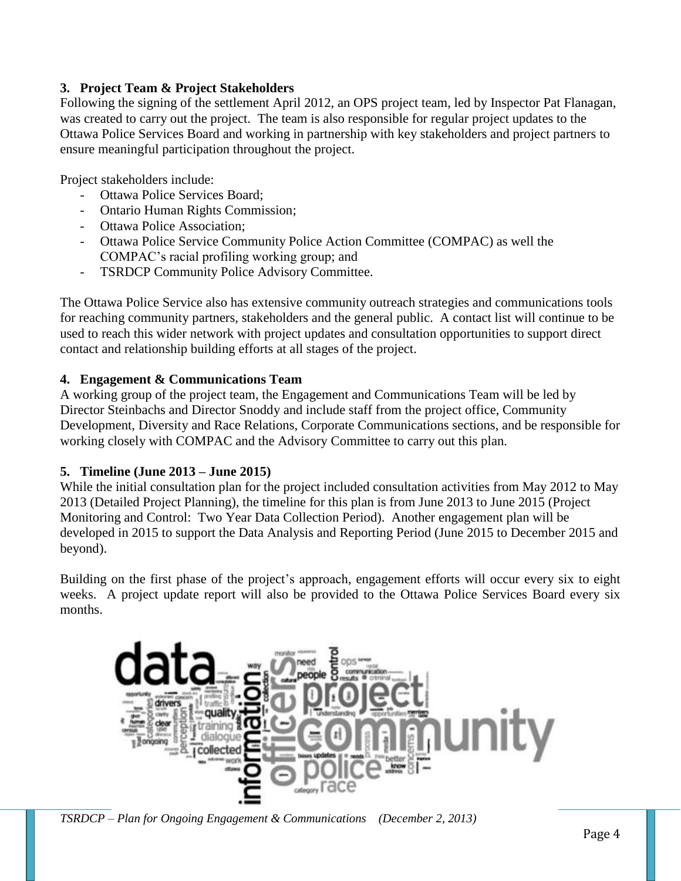## 3. Project Team & Project Stakeholders

Following the signing of the settlement April 2012, an OPS project team, led by Inspector Pat Flanagan, was created to carry out the project. The team is also responsible for regular project updates to the Ottawa Police Services Board and working in partnership with key stakeholders and project partners to ensure meaningful participation throughout the project.

Project stakeholders include:

- Ottawa Police Services Board;
- Ontario Human Rights Commission;
- Ottawa Police Association;
- Ottawa Police Service Community Police Action Committee (COMPAC) as well the COMPAC's racial profiling working group; and
- TSRDCP Community Police Advisory Committee.

The Ottawa Police Service also has extensive community outreach strategies and communications tools for reaching community partners, stakeholders and the general public. A contact list will continue to be used to reach this wider network with project updates and consultation opportunities to support direct contact and relationship building efforts at all stages of the project.

## 4. Engagement & Communications Team

A working group of the project team, the Engagement and Communications Team will be led by Director Steinbachs and Director Snoddy and include staff from the project office, Community Development, Diversity and Race Relations, Corporate Communications sections, and be responsible for working closely with COMPAC and the Advisory Committee to carry out this plan.

## 5. Timeline (June 2013 – June 2015)

While the initial consultation plan for the project included consultation activities from May 2012 to May 2013 (Detailed Project Planning), the timeline for this plan is from June 2013 to June 2015 (Project Monitoring and Control: Two Year Data Collection Period). Another engagement plan will be developed in 2015 to support the Data Analysis and Reporting Period (June 2015 to December 2015 and beyond).

Building on the first phase of the project's approach, engagement efforts will occur every six to eight weeks. A project update report will also be provided to the Ottawa Police Services Board every six months.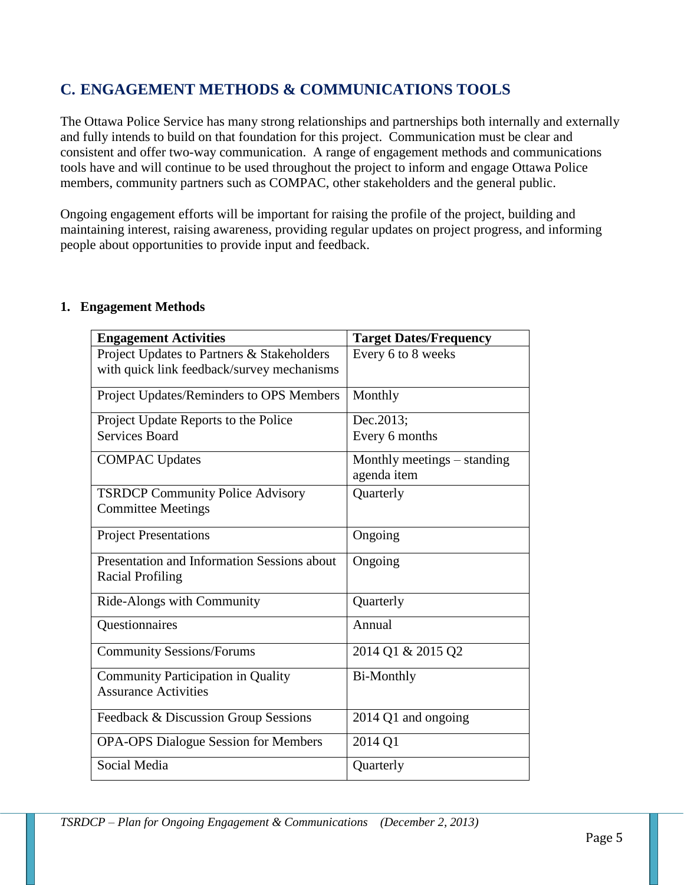## C. ENGAGEMENT METHODS & COMMUNICATIONS TOOLS

The Ottawa Police Service has many strong relationships and partnerships both internally and externally and fully intends to build on that foundation for this project. Communication must be clear and consistent and offer two-way communication. A range of engagement methods and communications tools have and will continue to be used throughout the project to inform and engage Ottawa Police members, community partners such as COMPAC, other stakeholders and the general public.

Ongoing engagement efforts will be important for raising the profile of the project, building and maintaining interest, raising awareness, providing regular updates on project progress, and informing people about opportunities to provide input and feedback.

### 1. Engagement Methods

| Engagement Activities | Target Dates/Frequency |
|---|---|
| Project Updates to Partners & Stakeholders with quick link feedback/survey mechanisms | Every 6 to 8 weeks |
| Project Updates/Reminders to OPS Members | Monthly |
| Project Update Reports to the Police Services Board | Dec.2013; Every 6 months |
| COMPAC Updates | Monthly meetings – standing agenda item |
| TSRDCP Community Police Advisory Committee Meetings | Quarterly |
| Project Presentations | Ongoing |
| Presentation and Information Sessions about Racial Profiling | Ongoing |
| Ride-Alongs with Community | Quarterly |
| Questionnaires | Annual |
| Community Sessions/Forums | 2014 Q1 & 2015 Q2 |
| Community Participation in Quality Assurance Activities | Bi-Monthly |
| Feedback & Discussion Group Sessions | 2014 Q1 and ongoing |
| OPA-OPS Dialogue Session for Members | 2014 Q1 |
| Social Media | Quarterly |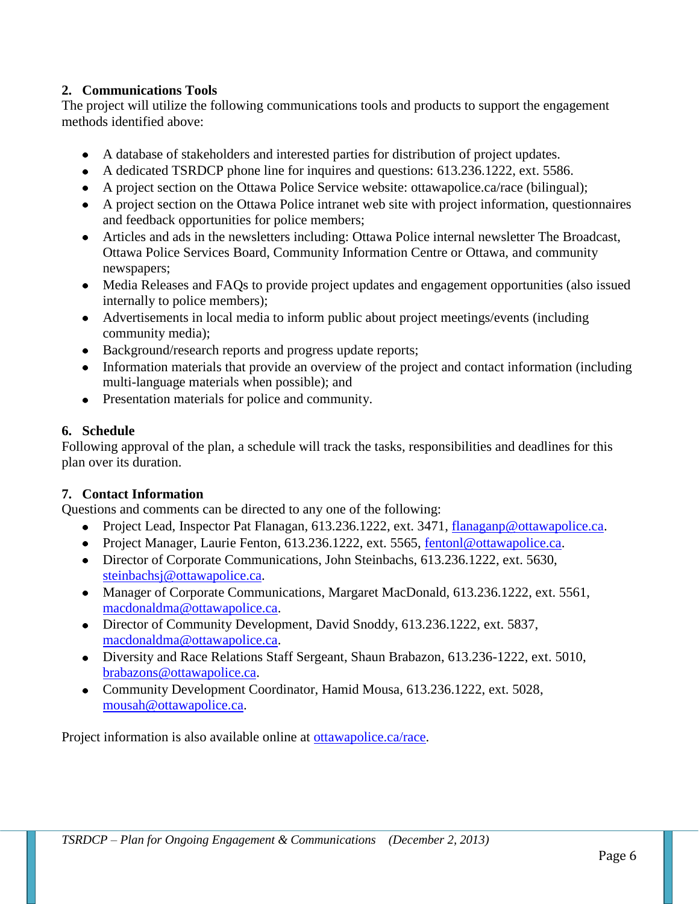## 2. Communications Tools

The project will utilize the following communications tools and products to support the engagement methods identified above:

- A database of stakeholders and interested parties for distribution of project updates.
- A dedicated TSRDCP phone line for inquires and questions: 613.236.1222, ext. 5586.
- A project section on the Ottawa Police Service website: ottawapolice.ca/race (bilingual);
- A project section on the Ottawa Police intranet web site with project information, questionnaires and feedback opportunities for police members;
- Articles and ads in the newsletters including: Ottawa Police internal newsletter The Broadcast, Ottawa Police Services Board, Community Information Centre or Ottawa, and community newspapers;
- Media Releases and FAQs to provide project updates and engagement opportunities (also issued internally to police members);
- Advertisements in local media to inform public about project meetings/events (including community media);
- Background/research reports and progress update reports;
- Information materials that provide an overview of the project and contact information (including multi-language materials when possible); and
- Presentation materials for police and community.

## 6. Schedule

Following approval of the plan, a schedule will track the tasks, responsibilities and deadlines for this plan over its duration.

## 7. Contact Information

Questions and comments can be directed to any one of the following:

- Project Lead, Inspector Pat Flanagan, 613.236.1222, ext. 3471, flanaganp@ottawapolice.ca.
- Project Manager, Laurie Fenton, 613.236.1222, ext. 5565, fentonl@ottawapolice.ca.
- Director of Corporate Communications, John Steinbachs, 613.236.1222, ext. 5630, steinbachsj@ottawapolice.ca.
- Manager of Corporate Communications, Margaret MacDonald, 613.236.1222, ext. 5561, macdonaldma@ottawapolice.ca.
- Director of Community Development, David Snoddy, 613.236.1222, ext. 5837, macdonaldma@ottawapolice.ca.
- Diversity and Race Relations Staff Sergeant, Shaun Brabazon, 613.236-1222, ext. 5010, brabazons@ottawapolice.ca.
- Community Development Coordinator, Hamid Mousa, 613.236.1222, ext. 5028, mousah@ottawapolice.ca.

Project information is also available online at ottawapolice.ca/race.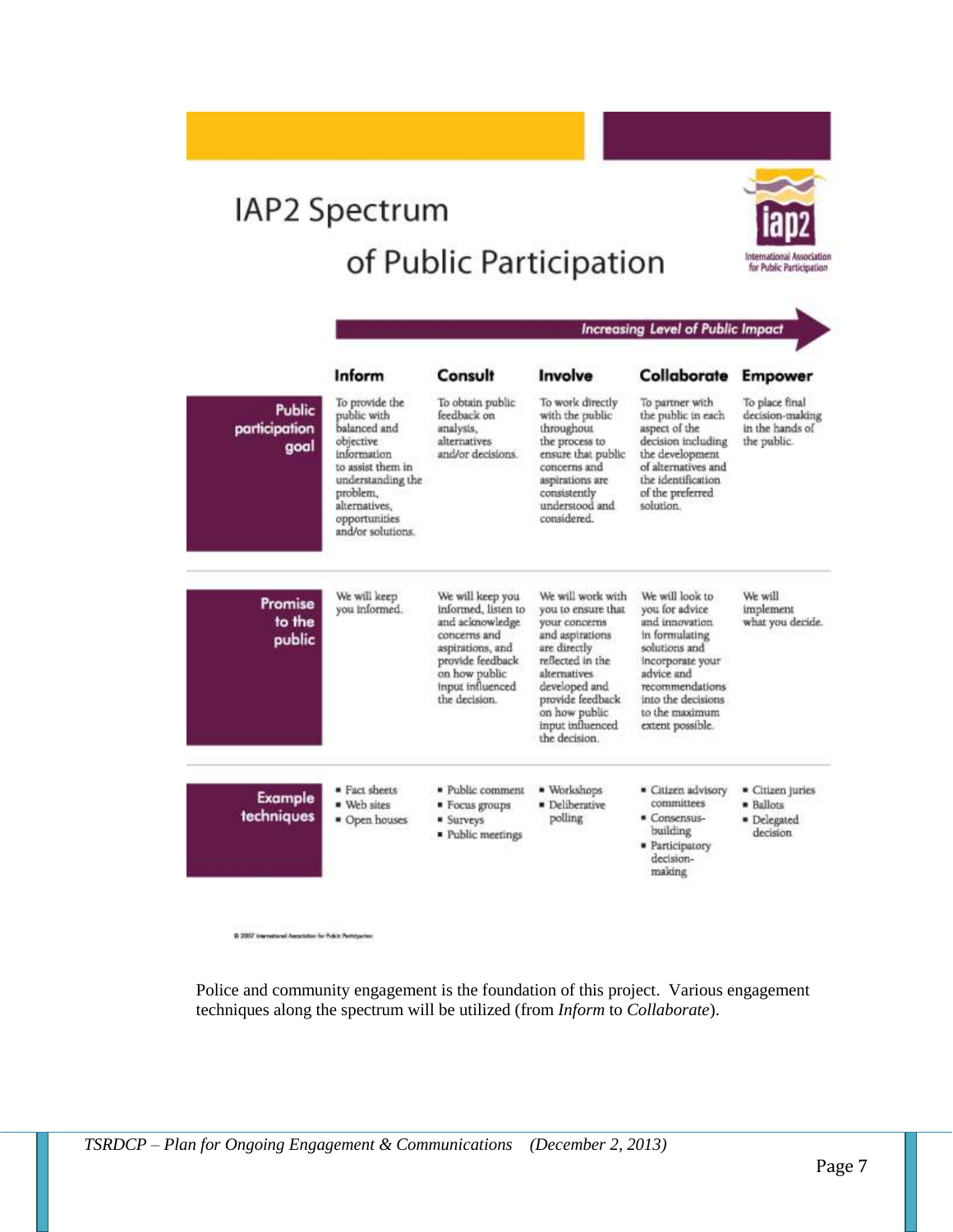# IAP2 Spectrum of Public Participation

iap2 International Association for Public Participation

*Increasing Level of Public Impact*

| | Inform | Consult | Involve | Collaborate | Empower |
|---|---|---|---|---|---|
| **Public participation goal** | To provide the public with balanced and objective information to assist them in understanding the problem, alternatives, opportunities and/or solutions. | To obtain public feedback on analysis, alternatives and/or decisions. | To work directly with the public throughout the process to ensure that public concerns and aspirations are consistently understood and considered. | To partner with the public in each aspect of the decision including the development of alternatives and the identification of the preferred solution. | To place final decision-making in the hands of the public. |
| **Promise to the public** | We will keep you informed. | We will keep you informed, listen to and acknowledge concerns and aspirations, and provide feedback on how public input influenced the decision. | We will work with you to ensure that your concerns and aspirations are directly reflected in the alternatives developed and provide feedback on how public input influenced the decision. | We will look to you for advice and innovation in formulating solutions and incorporate your advice and recommendations into the decisions to the maximum extent possible. | We will implement what you decide. |
| **Example techniques** | ▪ Fact sheets<br>▪ Web sites<br>▪ Open houses | ▪ Public comment<br>▪ Focus groups<br>▪ Surveys<br>▪ Public meetings | ▪ Workshops<br>▪ Deliberative polling | ▪ Citizen advisory committees<br>▪ Consensus-building<br>▪ Participatory decision-making | ▪ Citizen juries<br>▪ Ballots<br>▪ Delegated decision |

© 2007 International Association for Public Participation

Police and community engagement is the foundation of this project. Various engagement techniques along the spectrum will be utilized (from *Inform* to *Collaborate*).